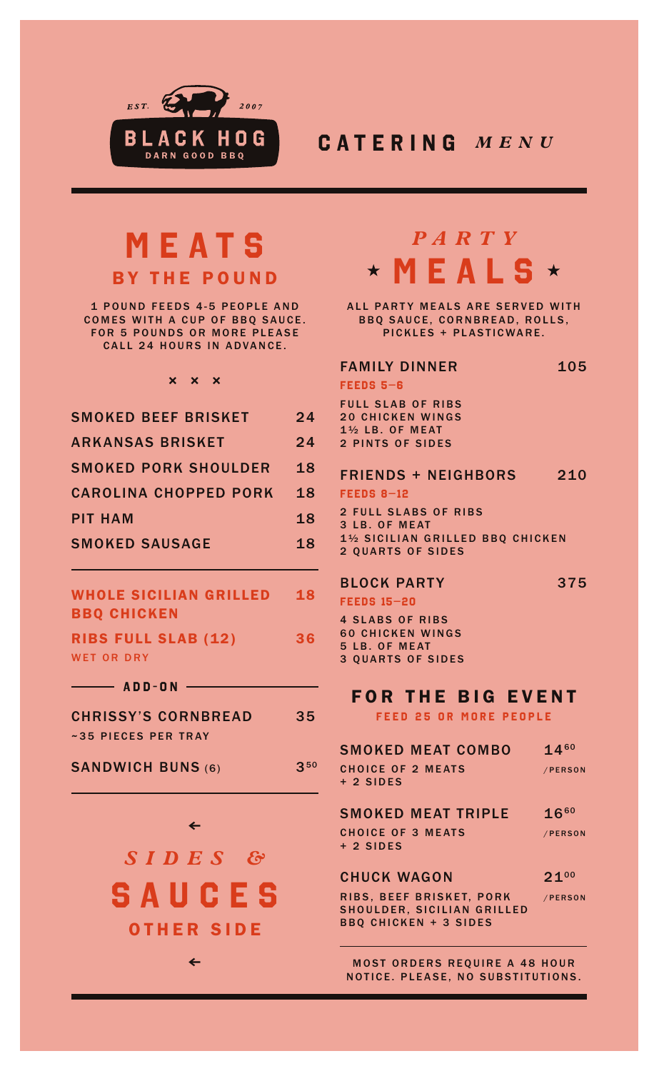EST. 2007

BLACK HOG

DARN GOOD BBQ

# CATERING *MENU*

## MEATS BY THE POUND

1 POUND FEEDS 4-5 PEOPLE AND COMES WITH A CUP OF BBQ SAUCE. FOR 5 POUNDS OR MORE PLEASE CALL 24 HOURS IN ADVANCE.

× × ×

| Item | Price |
|---|---|
| SMOKED BEEF BRISKET | 24 |
| ARKANSAS BRISKET | 24 |
| SMOKED PORK SHOULDER | 18 |
| CAROLINA CHOPPED PORK | 18 |
| PIT HAM | 18 |
| SMOKED SAUSAGE | 18 |

| Item | Price |
|---|---|
| WHOLE SICILIAN GRILLED BBQ CHICKEN | 18 |
| RIBS FULL SLAB (12) WET OR DRY | 36 |

### ADD-ON

| Item | Price |
|---|---|
| CHRISSY'S CORNBREAD ~35 PIECES PER TRAY | 35 |
| SANDWICH BUNS (6) | 3.50 |

←

*SIDES &* SAUCES OTHER SIDE

←

## *PARTY* ★ MEALS ★

ALL PARTY MEALS ARE SERVED WITH BBQ SAUCE, CORNBREAD, ROLLS, PICKLES + PLASTICWARE.

**FAMILY DINNER** — 105

FEEDS 5–6

- FULL SLAB OF RIBS
- 20 CHICKEN WINGS
- 1½ LB. OF MEAT
- 2 PINTS OF SIDES

**FRIENDS + NEIGHBORS** — 210

FEEDS 8–12

- 2 FULL SLABS OF RIBS
- 3 LB. OF MEAT
- 1½ SICILIAN GRILLED BBQ CHICKEN
- 2 QUARTS OF SIDES

**BLOCK PARTY** — 375

FEEDS 15–20

- 4 SLABS OF RIBS
- 60 CHICKEN WINGS
- 5 LB. OF MEAT
- 3 QUARTS OF SIDES

## FOR THE BIG EVENT

FEED 25 OR MORE PEOPLE

**SMOKED MEAT COMBO** — 14.60 /PERSON

CHOICE OF 2 MEATS + 2 SIDES

**SMOKED MEAT TRIPLE** — 16.60 /PERSON

CHOICE OF 3 MEATS + 2 SIDES

**CHUCK WAGON** — 21.00 /PERSON

RIBS, BEEF BRISKET, PORK SHOULDER, SICILIAN GRILLED BBQ CHICKEN + 3 SIDES

MOST ORDERS REQUIRE A 48 HOUR NOTICE. PLEASE, NO SUBSTITUTIONS.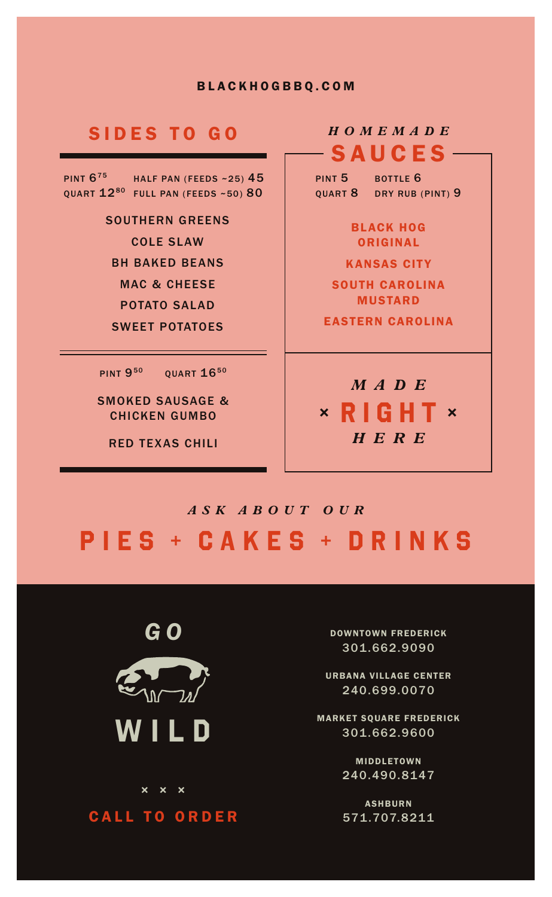BLACKHOGBBQ.COM

## SIDES TO GO

PINT 6.75 | HALF PAN (FEEDS ~25) 45
QUART 12.80 | FULL PAN (FEEDS ~50) 80

- SOUTHERN GREENS
- COLE SLAW
- BH BAKED BEANS
- MAC & CHEESE
- POTATO SALAD
- SWEET POTATOES

PINT 9.50 | QUART 16.50

- SMOKED SAUSAGE & CHICKEN GUMBO
- RED TEXAS CHILI

## *HOMEMADE* SAUCES

PINT 5 | BOTTLE 6
QUART 8 | DRY RUB (PINT) 9

- BLACK HOG ORIGINAL
- KANSAS CITY
- SOUTH CAROLINA MUSTARD
- EASTERN CAROLINA

*MADE* × RIGHT × *HERE*

*ASK ABOUT OUR*

## PIES + CAKES + DRINKS

GO WILD

× × ×

CALL TO ORDER

**DOWNTOWN FREDERICK**
301.662.9090

**URBANA VILLAGE CENTER**
240.699.0070

**MARKET SQUARE FREDERICK**
301.662.9600

**MIDDLETOWN**
240.490.8147

**ASHBURN**
571.707.8211